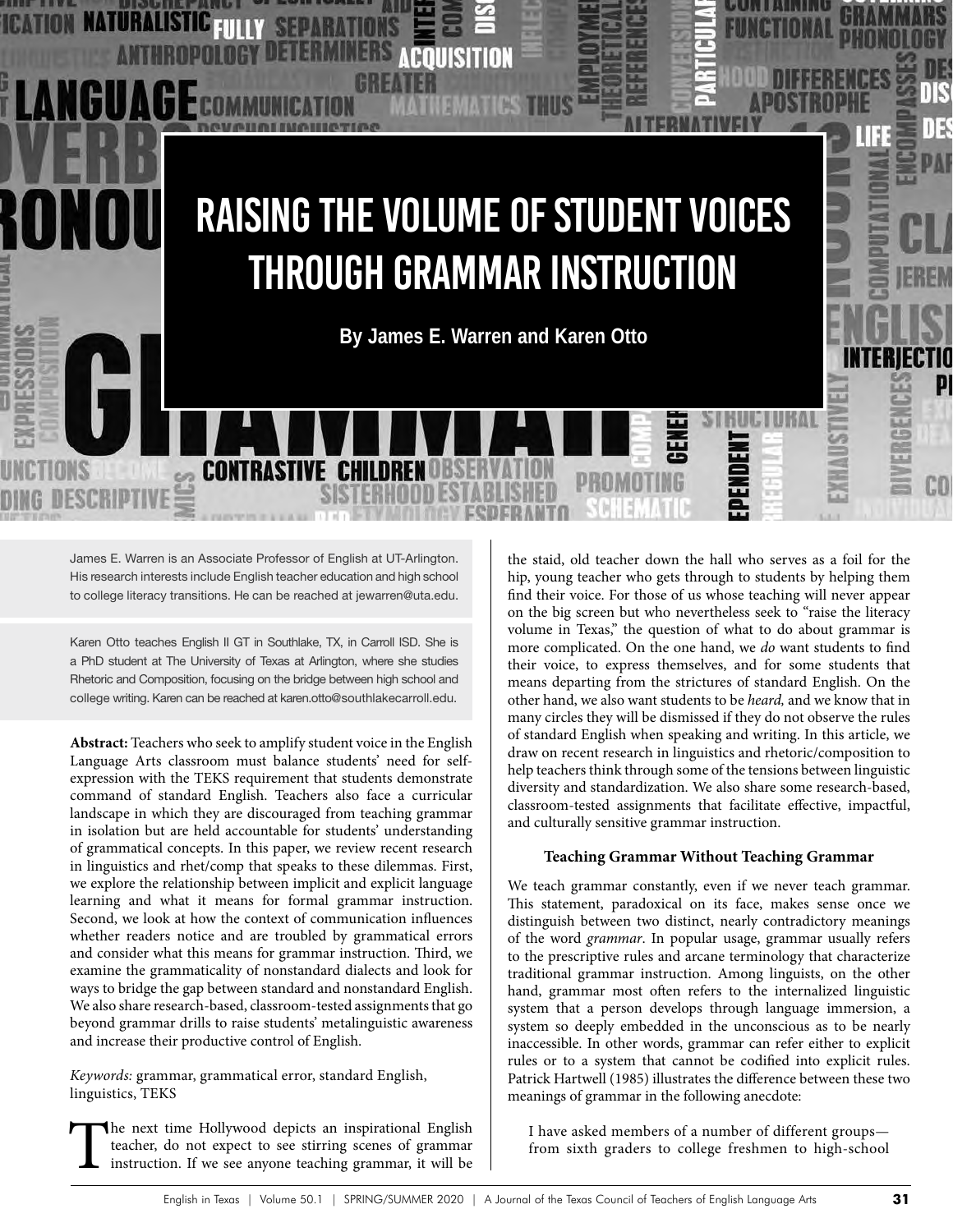# RAISING THE VOLUME OF STUDENT VOICES THROUGH GRAMMAR INSTRUCTION

**By James E. Warren and Karen Otto**

James E. Warren is an Associate Professor of English at UT-Arlington. His research interests include English teacher education and high school to college literacy transitions. He can be reached at jewarren@uta.edu.

Karen Otto teaches English II GT in Southlake, TX, in Carroll ISD. She is a PhD student at The University of Texas at Arlington, where she studies Rhetoric and Composition, focusing on the bridge between high school and college writing. Karen can be reached at karen.otto@southlakecarroll.edu.

**Abstract:** Teachers who seek to amplify student voice in the English Language Arts classroom must balance students' need for self-expression with the TEKS requirement that students demonstrate command of standard English. Teachers also face a curricular landscape in which they are discouraged from teaching grammar in isolation but are held accountable for students' understanding of grammatical concepts. In this paper, we review recent research in linguistics and rhet/comp that speaks to these dilemmas. First, we explore the relationship between implicit and explicit language learning and what it means for formal grammar instruction. Second, we look at how the context of communication influences whether readers notice and are troubled by grammatical errors and consider what this means for grammar instruction. Third, we examine the grammaticality of nonstandard dialects and look for ways to bridge the gap between standard and nonstandard English. We also share research-based, classroom-tested assignments that go beyond grammar drills to raise students' metalinguistic awareness and increase their productive control of English.

*Keywords:* grammar, grammatical error, standard English, linguistics, TEKS

The next time Hollywood depicts an inspirational English teacher, do not expect to see stirring scenes of grammar instruction. If we see anyone teaching grammar, it will be the staid, old teacher down the hall who serves as a foil for the hip, young teacher who gets through to students by helping them find their voice. For those of us whose teaching will never appear on the big screen but who nevertheless seek to "raise the literacy volume in Texas," the question of what to do about grammar is more complicated. On the one hand, we *do* want students to find their voice, to express themselves, and for some students that means departing from the strictures of standard English. On the other hand, we also want students to be *heard,* and we know that in many circles they will be dismissed if they do not observe the rules of standard English when speaking and writing. In this article, we draw on recent research in linguistics and rhetoric/composition to help teachers think through some of the tensions between linguistic diversity and standardization. We also share some research-based, classroom-tested assignments that facilitate effective, impactful, and culturally sensitive grammar instruction.

### Teaching Grammar Without Teaching Grammar

We teach grammar constantly, even if we never teach grammar. This statement, paradoxical on its face, makes sense once we distinguish between two distinct, nearly contradictory meanings of the word *grammar*. In popular usage, grammar usually refers to the prescriptive rules and arcane terminology that characterize traditional grammar instruction. Among linguists, on the other hand, grammar most often refers to the internalized linguistic system that a person develops through language immersion, a system so deeply embedded in the unconscious as to be nearly inaccessible. In other words, grammar can refer either to explicit rules or to a system that cannot be codified into explicit rules. Patrick Hartwell (1985) illustrates the difference between these two meanings of grammar in the following anecdote:

> I have asked members of a number of different groups—from sixth graders to college freshmen to high-school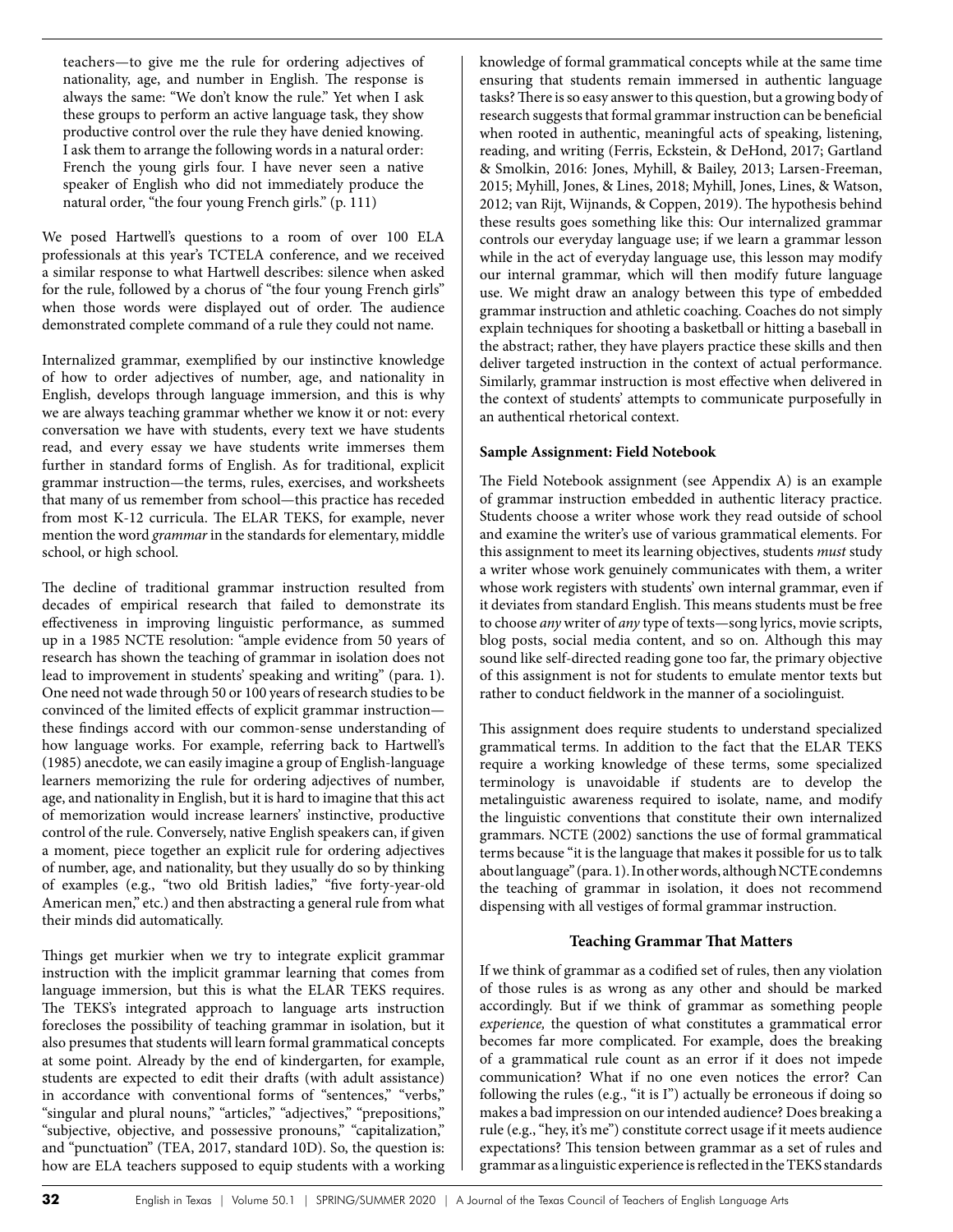teachers—to give me the rule for ordering adjectives of nationality, age, and number in English. The response is always the same: "We don't know the rule." Yet when I ask these groups to perform an active language task, they show productive control over the rule they have denied knowing. I ask them to arrange the following words in a natural order: French the young girls four. I have never seen a native speaker of English who did not immediately produce the natural order, "the four young French girls." (p. 111)

We posed Hartwell's questions to a room of over 100 ELA professionals at this year's TCTELA conference, and we received a similar response to what Hartwell describes: silence when asked for the rule, followed by a chorus of "the four young French girls" when those words were displayed out of order. The audience demonstrated complete command of a rule they could not name.

Internalized grammar, exemplified by our instinctive knowledge of how to order adjectives of number, age, and nationality in English, develops through language immersion, and this is why we are always teaching grammar whether we know it or not: every conversation we have with students, every text we have students read, and every essay we have students write immerses them further in standard forms of English. As for traditional, explicit grammar instruction—the terms, rules, exercises, and worksheets that many of us remember from school—this practice has receded from most K-12 curricula. The ELAR TEKS, for example, never mention the word *grammar* in the standards for elementary, middle school, or high school.

The decline of traditional grammar instruction resulted from decades of empirical research that failed to demonstrate its effectiveness in improving linguistic performance, as summed up in a 1985 NCTE resolution: "ample evidence from 50 years of research has shown the teaching of grammar in isolation does not lead to improvement in students' speaking and writing" (para. 1). One need not wade through 50 or 100 years of research studies to be convinced of the limited effects of explicit grammar instruction—these findings accord with our common-sense understanding of how language works. For example, referring back to Hartwell's (1985) anecdote, we can easily imagine a group of English-language learners memorizing the rule for ordering adjectives of number, age, and nationality in English, but it is hard to imagine that this act of memorization would increase learners' instinctive, productive control of the rule. Conversely, native English speakers can, if given a moment, piece together an explicit rule for ordering adjectives of number, age, and nationality, but they usually do so by thinking of examples (e.g., "two old British ladies," "five forty-year-old American men," etc.) and then abstracting a general rule from what their minds did automatically.

Things get murkier when we try to integrate explicit grammar instruction with the implicit grammar learning that comes from language immersion, but this is what the ELAR TEKS requires. The TEKS's integrated approach to language arts instruction forecloses the possibility of teaching grammar in isolation, but it also presumes that students will learn formal grammatical concepts at some point. Already by the end of kindergarten, for example, students are expected to edit their drafts (with adult assistance) in accordance with conventional forms of "sentences," "verbs," "singular and plural nouns," "articles," "adjectives," "prepositions," "subjective, objective, and possessive pronouns," "capitalization," and "punctuation" (TEA, 2017, standard 10D). So, the question is: how are ELA teachers supposed to equip students with a working knowledge of formal grammatical concepts while at the same time ensuring that students remain immersed in authentic language tasks? There is so easy answer to this question, but a growing body of research suggests that formal grammar instruction can be beneficial when rooted in authentic, meaningful acts of speaking, listening, reading, and writing (Ferris, Eckstein, & DeHond, 2017; Gartland & Smolkin, 2016: Jones, Myhill, & Bailey, 2013; Larsen-Freeman, 2015; Myhill, Jones, & Lines, 2018; Myhill, Jones, Lines, & Watson, 2012; van Rijt, Wijnands, & Coppen, 2019). The hypothesis behind these results goes something like this: Our internalized grammar controls our everyday language use; if we learn a grammar lesson while in the act of everyday language use, this lesson may modify our internal grammar, which will then modify future language use. We might draw an analogy between this type of embedded grammar instruction and athletic coaching. Coaches do not simply explain techniques for shooting a basketball or hitting a baseball in the abstract; rather, they have players practice these skills and then deliver targeted instruction in the context of actual performance. Similarly, grammar instruction is most effective when delivered in the context of students' attempts to communicate purposefully in an authentical rhetorical context.

**Sample Assignment: Field Notebook**

The Field Notebook assignment (see Appendix A) is an example of grammar instruction embedded in authentic literacy practice. Students choose a writer whose work they read outside of school and examine the writer's use of various grammatical elements. For this assignment to meet its learning objectives, students *must* study a writer whose work genuinely communicates with them, a writer whose work registers with students' own internal grammar, even if it deviates from standard English. This means students must be free to choose *any* writer of *any* type of texts—song lyrics, movie scripts, blog posts, social media content, and so on. Although this may sound like self-directed reading gone too far, the primary objective of this assignment is not for students to emulate mentor texts but rather to conduct fieldwork in the manner of a sociolinguist.

This assignment does require students to understand specialized grammatical terms. In addition to the fact that the ELAR TEKS require a working knowledge of these terms, some specialized terminology is unavoidable if students are to develop the metalinguistic awareness required to isolate, name, and modify the linguistic conventions that constitute their own internalized grammars. NCTE (2002) sanctions the use of formal grammatical terms because "it is the language that makes it possible for us to talk about language" (para. 1). In other words, although NCTE condemns the teaching of grammar in isolation, it does not recommend dispensing with all vestiges of formal grammar instruction.

## Teaching Grammar That Matters

If we think of grammar as a codified set of rules, then any violation of those rules is as wrong as any other and should be marked accordingly. But if we think of grammar as something people *experience*, the question of what constitutes a grammatical error becomes far more complicated. For example, does the breaking of a grammatical rule count as an error if it does not impede communication? What if no one even notices the error? Can following the rules (e.g., "it is I") actually be erroneous if doing so makes a bad impression on our intended audience? Does breaking a rule (e.g., "hey, it's me") constitute correct usage if it meets audience expectations? This tension between grammar as a set of rules and grammar as a linguistic experience is reflected in the TEKS standards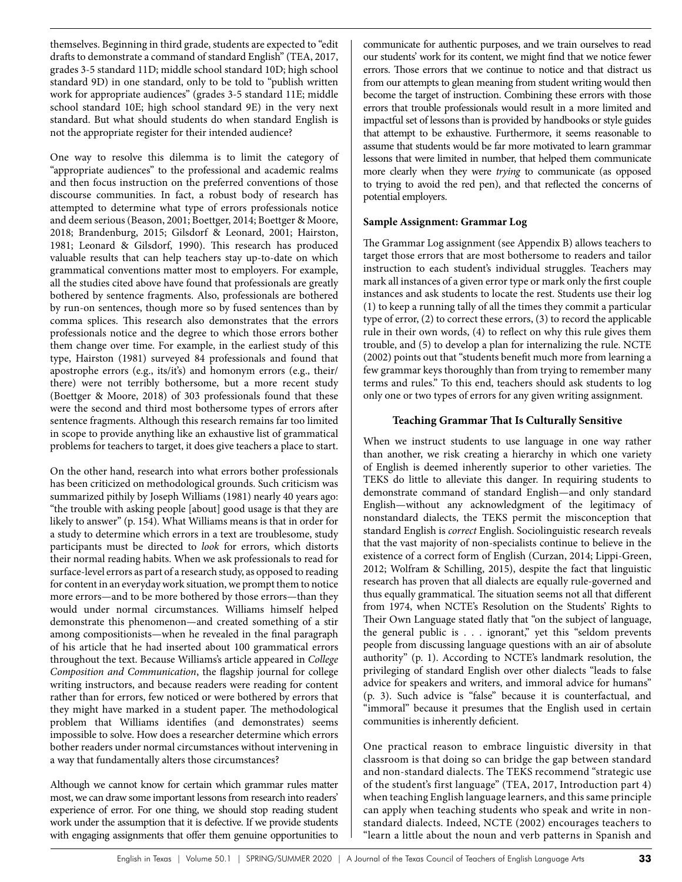themselves. Beginning in third grade, students are expected to "edit drafts to demonstrate a command of standard English" (TEA, 2017, grades 3-5 standard 11D; middle school standard 10D; high school standard 9D) in one standard, only to be told to "publish written work for appropriate audiences" (grades 3-5 standard 11E; middle school standard 10E; high school standard 9E) in the very next standard. But what should students do when standard English is not the appropriate register for their intended audience?

One way to resolve this dilemma is to limit the category of "appropriate audiences" to the professional and academic realms and then focus instruction on the preferred conventions of those discourse communities. In fact, a robust body of research has attempted to determine what type of errors professionals notice and deem serious (Beason, 2001; Boettger, 2014; Boettger & Moore, 2018; Brandenburg, 2015; Gilsdorf & Leonard, 2001; Hairston, 1981; Leonard & Gilsdorf, 1990). This research has produced valuable results that can help teachers stay up-to-date on which grammatical conventions matter most to employers. For example, all the studies cited above have found that professionals are greatly bothered by sentence fragments. Also, professionals are bothered by run-on sentences, though more so by fused sentences than by comma splices. This research also demonstrates that the errors professionals notice and the degree to which those errors bother them change over time. For example, in the earliest study of this type, Hairston (1981) surveyed 84 professionals and found that apostrophe errors (e.g., its/it's) and homonym errors (e.g., their/there) were not terribly bothersome, but a more recent study (Boettger & Moore, 2018) of 303 professionals found that these were the second and third most bothersome types of errors after sentence fragments. Although this research remains far too limited in scope to provide anything like an exhaustive list of grammatical problems for teachers to target, it does give teachers a place to start.

On the other hand, research into what errors bother professionals has been criticized on methodological grounds. Such criticism was summarized pithily by Joseph Williams (1981) nearly 40 years ago: "the trouble with asking people [about] good usage is that they are likely to answer" (p. 154). What Williams means is that in order for a study to determine which errors in a text are troublesome, study participants must be directed to *look* for errors, which distorts their normal reading habits. When we ask professionals to read for surface-level errors as part of a research study, as opposed to reading for content in an everyday work situation, we prompt them to notice more errors—and to be more bothered by those errors—than they would under normal circumstances. Williams himself helped demonstrate this phenomenon—and created something of a stir among compositionists—when he revealed in the final paragraph of his article that he had inserted about 100 grammatical errors throughout the text. Because Williams's article appeared in *College Composition and Communication*, the flagship journal for college writing instructors, and because readers were reading for content rather than for errors, few noticed or were bothered by errors that they might have marked in a student paper. The methodological problem that Williams identifies (and demonstrates) seems impossible to solve. How does a researcher determine which errors bother readers under normal circumstances without intervening in a way that fundamentally alters those circumstances?

Although we cannot know for certain which grammar rules matter most, we can draw some important lessons from research into readers' experience of error. For one thing, we should stop reading student work under the assumption that it is defective. If we provide students with engaging assignments that offer them genuine opportunities to communicate for authentic purposes, and we train ourselves to read our students' work for its content, we might find that we notice fewer errors. Those errors that we continue to notice and that distract us from our attempts to glean meaning from student writing would then become the target of instruction. Combining these errors with those errors that trouble professionals would result in a more limited and impactful set of lessons than is provided by handbooks or style guides that attempt to be exhaustive. Furthermore, it seems reasonable to assume that students would be far more motivated to learn grammar lessons that were limited in number, that helped them communicate more clearly when they were *trying* to communicate (as opposed to trying to avoid the red pen), and that reflected the concerns of potential employers.

**Sample Assignment: Grammar Log**

The Grammar Log assignment (see Appendix B) allows teachers to target those errors that are most bothersome to readers and tailor instruction to each student's individual struggles. Teachers may mark all instances of a given error type or mark only the first couple instances and ask students to locate the rest. Students use their log (1) to keep a running tally of all the times they commit a particular type of error, (2) to correct these errors, (3) to record the applicable rule in their own words, (4) to reflect on why this rule gives them trouble, and (5) to develop a plan for internalizing the rule. NCTE (2002) points out that "students benefit much more from learning a few grammar keys thoroughly than from trying to remember many terms and rules." To this end, teachers should ask students to log only one or two types of errors for any given writing assignment.

## Teaching Grammar That Is Culturally Sensitive

When we instruct students to use language in one way rather than another, we risk creating a hierarchy in which one variety of English is deemed inherently superior to other varieties. The TEKS do little to alleviate this danger. In requiring students to demonstrate command of standard English—and only standard English—without any acknowledgment of the legitimacy of nonstandard dialects, the TEKS permit the misconception that standard English is *correct* English. Sociolinguistic research reveals that the vast majority of non-specialists continue to believe in the existence of a correct form of English (Curzan, 2014; Lippi-Green, 2012; Wolfram & Schilling, 2015), despite the fact that linguistic research has proven that all dialects are equally rule-governed and thus equally grammatical. The situation seems not all that different from 1974, when NCTE's Resolution on the Students' Rights to Their Own Language stated flatly that "on the subject of language, the general public is . . . ignorant," yet this "seldom prevents people from discussing language questions with an air of absolute authority" (p. 1). According to NCTE's landmark resolution, the privileging of standard English over other dialects "leads to false advice for speakers and writers, and immoral advice for humans" (p. 3). Such advice is "false" because it is counterfactual, and "immoral" because it presumes that the English used in certain communities is inherently deficient.

One practical reason to embrace linguistic diversity in that classroom is that doing so can bridge the gap between standard and non-standard dialects. The TEKS recommend "strategic use of the student's first language" (TEA, 2017, Introduction part 4) when teaching English language learners, and this same principle can apply when teaching students who speak and write in non-standard dialects. Indeed, NCTE (2002) encourages teachers to "learn a little about the noun and verb patterns in Spanish and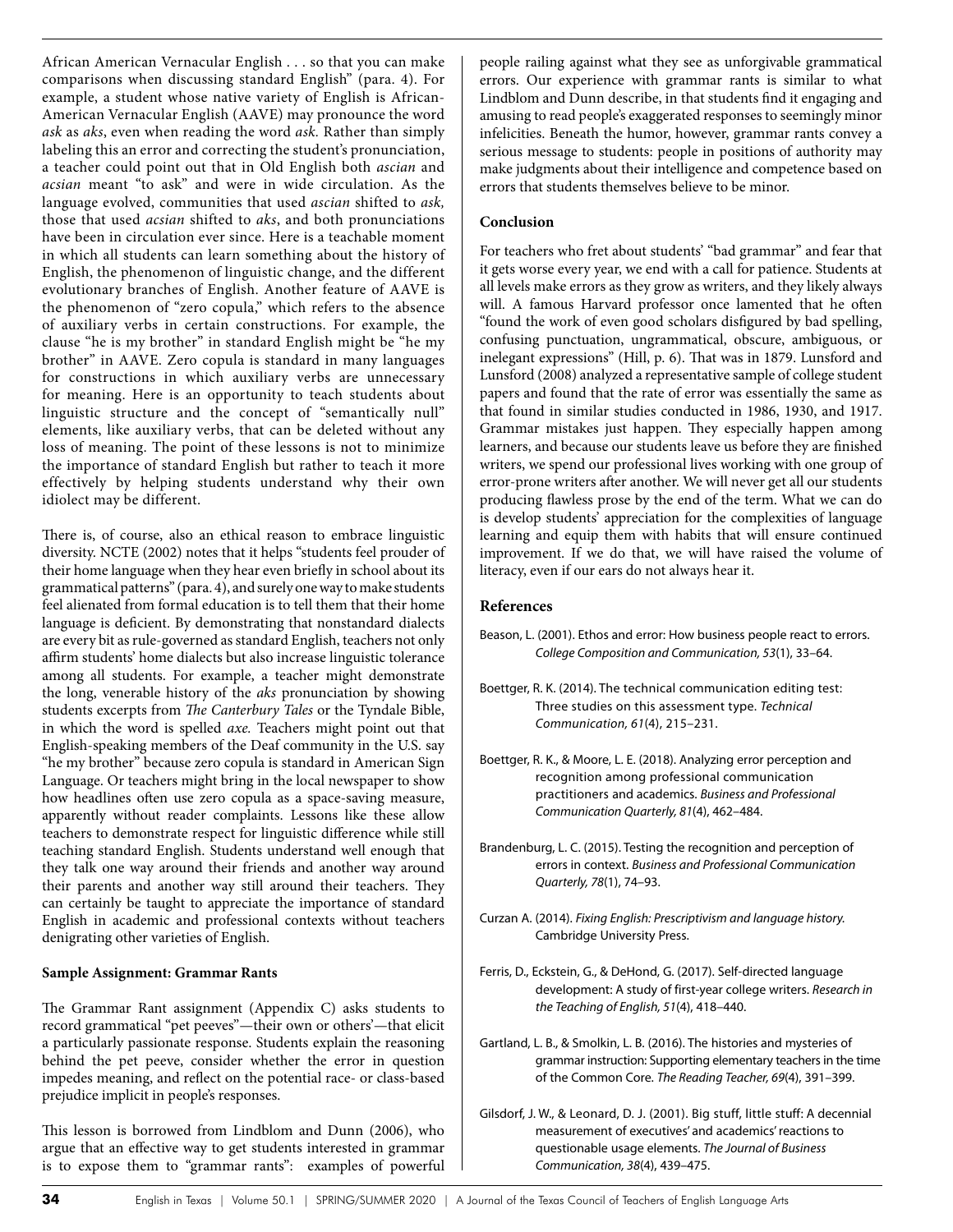African American Vernacular English . . . so that you can make comparisons when discussing standard English" (para. 4). For example, a student whose native variety of English is African-American Vernacular English (AAVE) may pronounce the word *ask* as *aks*, even when reading the word *ask.* Rather than simply labeling this an error and correcting the student's pronunciation, a teacher could point out that in Old English both *ascian* and *acsian* meant "to ask" and were in wide circulation. As the language evolved, communities that used *ascian* shifted to *ask,* those that used *acsian* shifted to *aks*, and both pronunciations have been in circulation ever since. Here is a teachable moment in which all students can learn something about the history of English, the phenomenon of linguistic change, and the different evolutionary branches of English. Another feature of AAVE is the phenomenon of "zero copula," which refers to the absence of auxiliary verbs in certain constructions. For example, the clause "he is my brother" in standard English might be "he my brother" in AAVE. Zero copula is standard in many languages for constructions in which auxiliary verbs are unnecessary for meaning. Here is an opportunity to teach students about linguistic structure and the concept of "semantically null" elements, like auxiliary verbs, that can be deleted without any loss of meaning. The point of these lessons is not to minimize the importance of standard English but rather to teach it more effectively by helping students understand why their own idiolect may be different.

There is, of course, also an ethical reason to embrace linguistic diversity. NCTE (2002) notes that it helps "students feel prouder of their home language when they hear even briefly in school about its grammatical patterns" (para. 4), and surely one way to make students feel alienated from formal education is to tell them that their home language is deficient. By demonstrating that nonstandard dialects are every bit as rule-governed as standard English, teachers not only affirm students' home dialects but also increase linguistic tolerance among all students. For example, a teacher might demonstrate the long, venerable history of the *aks* pronunciation by showing students excerpts from *The Canterbury Tales* or the Tyndale Bible, in which the word is spelled *axe.* Teachers might point out that English-speaking members of the Deaf community in the U.S. say "he my brother" because zero copula is standard in American Sign Language. Or teachers might bring in the local newspaper to show how headlines often use zero copula as a space-saving measure, apparently without reader complaints. Lessons like these allow teachers to demonstrate respect for linguistic difference while still teaching standard English. Students understand well enough that they talk one way around their friends and another way around their parents and another way still around their teachers. They can certainly be taught to appreciate the importance of standard English in academic and professional contexts without teachers denigrating other varieties of English.

**Sample Assignment: Grammar Rants**

The Grammar Rant assignment (Appendix C) asks students to record grammatical "pet peeves"—their own or others'—that elicit a particularly passionate response. Students explain the reasoning behind the pet peeve, consider whether the error in question impedes meaning, and reflect on the potential race- or class-based prejudice implicit in people's responses.

This lesson is borrowed from Lindblom and Dunn (2006), who argue that an effective way to get students interested in grammar is to expose them to "grammar rants": examples of powerful people railing against what they see as unforgivable grammatical errors. Our experience with grammar rants is similar to what Lindblom and Dunn describe, in that students find it engaging and amusing to read people's exaggerated responses to seemingly minor infelicities. Beneath the humor, however, grammar rants convey a serious message to students: people in positions of authority may make judgments about their intelligence and competence based on errors that students themselves believe to be minor.

**Conclusion**

For teachers who fret about students' "bad grammar" and fear that it gets worse every year, we end with a call for patience. Students at all levels make errors as they grow as writers, and they likely always will. A famous Harvard professor once lamented that he often "found the work of even good scholars disfigured by bad spelling, confusing punctuation, ungrammatical, obscure, ambiguous, or inelegant expressions" (Hill, p. 6). That was in 1879. Lunsford and Lunsford (2008) analyzed a representative sample of college student papers and found that the rate of error was essentially the same as that found in similar studies conducted in 1986, 1930, and 1917. Grammar mistakes just happen. They especially happen among learners, and because our students leave us before they are finished writers, we spend our professional lives working with one group of error-prone writers after another. We will never get all our students producing flawless prose by the end of the term. What we can do is develop students' appreciation for the complexities of language learning and equip them with habits that will ensure continued improvement. If we do that, we will have raised the volume of literacy, even if our ears do not always hear it.

**References**

Beason, L. (2001). Ethos and error: How business people react to errors. *College Composition and Communication, 53*(1), 33–64.

Boettger, R. K. (2014). The technical communication editing test: Three studies on this assessment type. *Technical Communication, 61*(4), 215–231.

Boettger, R. K., & Moore, L. E. (2018). Analyzing error perception and recognition among professional communication practitioners and academics. *Business and Professional Communication Quarterly, 81*(4), 462–484.

Brandenburg, L. C. (2015). Testing the recognition and perception of errors in context. *Business and Professional Communication Quarterly, 78*(1), 74–93.

Curzan A. (2014). *Fixing English: Prescriptivism and language history.* Cambridge University Press.

Ferris, D., Eckstein, G., & DeHond, G. (2017). Self-directed language development: A study of first-year college writers. *Research in the Teaching of English, 51*(4), 418–440.

Gartland, L. B., & Smolkin, L. B. (2016). The histories and mysteries of grammar instruction: Supporting elementary teachers in the time of the Common Core. *The Reading Teacher, 69*(4), 391–399.

Gilsdorf, J. W., & Leonard, D. J. (2001). Big stuff, little stuff: A decennial measurement of executives' and academics' reactions to questionable usage elements. *The Journal of Business Communication, 38*(4), 439–475.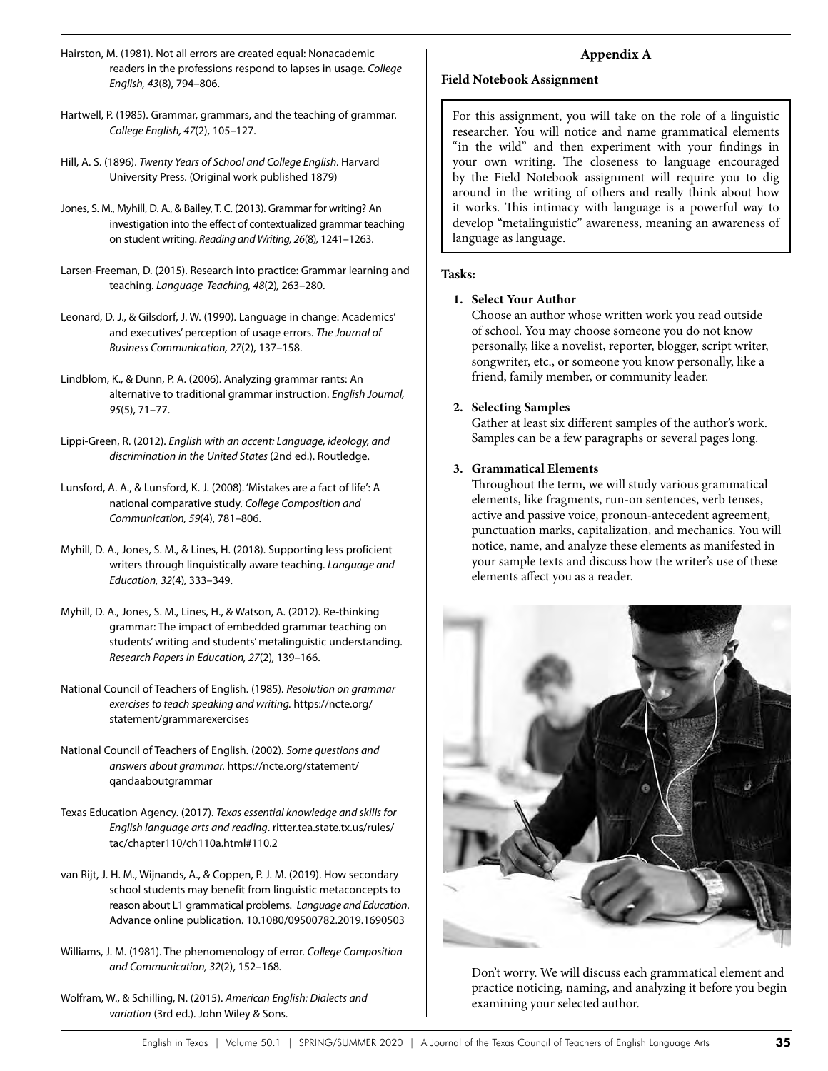Hairston, M. (1981). Not all errors are created equal: Nonacademic readers in the professions respond to lapses in usage. *College English, 43*(8), 794–806.

Hartwell, P. (1985). Grammar, grammars, and the teaching of grammar. *College English, 47*(2), 105–127.

Hill, A. S. (1896). *Twenty Years of School and College English*. Harvard University Press. (Original work published 1879)

Jones, S. M., Myhill, D. A., & Bailey, T. C. (2013). Grammar for writing? An investigation into the effect of contextualized grammar teaching on student writing. *Reading and Writing, 26*(8), 1241–1263.

Larsen-Freeman, D. (2015). Research into practice: Grammar learning and teaching. *Language Teaching, 48*(2), 263–280.

Leonard, D. J., & Gilsdorf, J. W. (1990). Language in change: Academics' and executives' perception of usage errors. *The Journal of Business Communication, 27*(2), 137–158.

Lindblom, K., & Dunn, P. A. (2006). Analyzing grammar rants: An alternative to traditional grammar instruction. *English Journal, 95*(5), 71–77.

Lippi-Green, R. (2012). *English with an accent: Language, ideology, and discrimination in the United States* (2nd ed.). Routledge.

Lunsford, A. A., & Lunsford, K. J. (2008). 'Mistakes are a fact of life': A national comparative study. *College Composition and Communication, 59*(4), 781–806.

Myhill, D. A., Jones, S. M., & Lines, H. (2018). Supporting less proficient writers through linguistically aware teaching. *Language and Education, 32*(4), 333–349.

Myhill, D. A., Jones, S. M., Lines, H., & Watson, A. (2012). Re-thinking grammar: The impact of embedded grammar teaching on students' writing and students' metalinguistic understanding. *Research Papers in Education, 27*(2), 139–166.

National Council of Teachers of English. (1985). *Resolution on grammar exercises to teach speaking and writing.* https://ncte.org/statement/grammarexercises

National Council of Teachers of English. (2002). *Some questions and answers about grammar.* https://ncte.org/statement/qandaaboutgrammar

Texas Education Agency. (2017). *Texas essential knowledge and skills for English language arts and reading*. ritter.tea.state.tx.us/rules/tac/chapter110/ch110a.html#110.2

van Rijt, J. H. M., Wijnands, A., & Coppen, P. J. M. (2019). How secondary school students may benefit from linguistic metaconcepts to reason about L1 grammatical problems. *Language and Education*. Advance online publication. 10.1080/09500782.2019.1690503

Williams, J. M. (1981). The phenomenology of error. *College Composition and Communication, 32*(2), 152–168.

Wolfram, W., & Schilling, N. (2015). *American English: Dialects and variation* (3rd ed.). John Wiley & Sons.

## Appendix A

**Field Notebook Assignment**

For this assignment, you will take on the role of a linguistic researcher. You will notice and name grammatical elements "in the wild" and then experiment with your findings in your own writing. The closeness to language encouraged by the Field Notebook assignment will require you to dig around in the writing of others and really think about how it works. This intimacy with language is a powerful way to develop "metalinguistic" awareness, meaning an awareness of language as language.

**Tasks:**

1. **Select Your Author**
   Choose an author whose written work you read outside of school. You may choose someone you do not know personally, like a novelist, reporter, blogger, script writer, songwriter, etc., or someone you know personally, like a friend, family member, or community leader.

2. **Selecting Samples**
   Gather at least six different samples of the author's work. Samples can be a few paragraphs or several pages long.

3. **Grammatical Elements**
   Throughout the term, we will study various grammatical elements, like fragments, run-on sentences, verb tenses, active and passive voice, pronoun-antecedent agreement, punctuation marks, capitalization, and mechanics. You will notice, name, and analyze these elements as manifested in your sample texts and discuss how the writer's use of these elements affect you as a reader.

   Don't worry. We will discuss each grammatical element and practice noticing, naming, and analyzing it before you begin examining your selected author.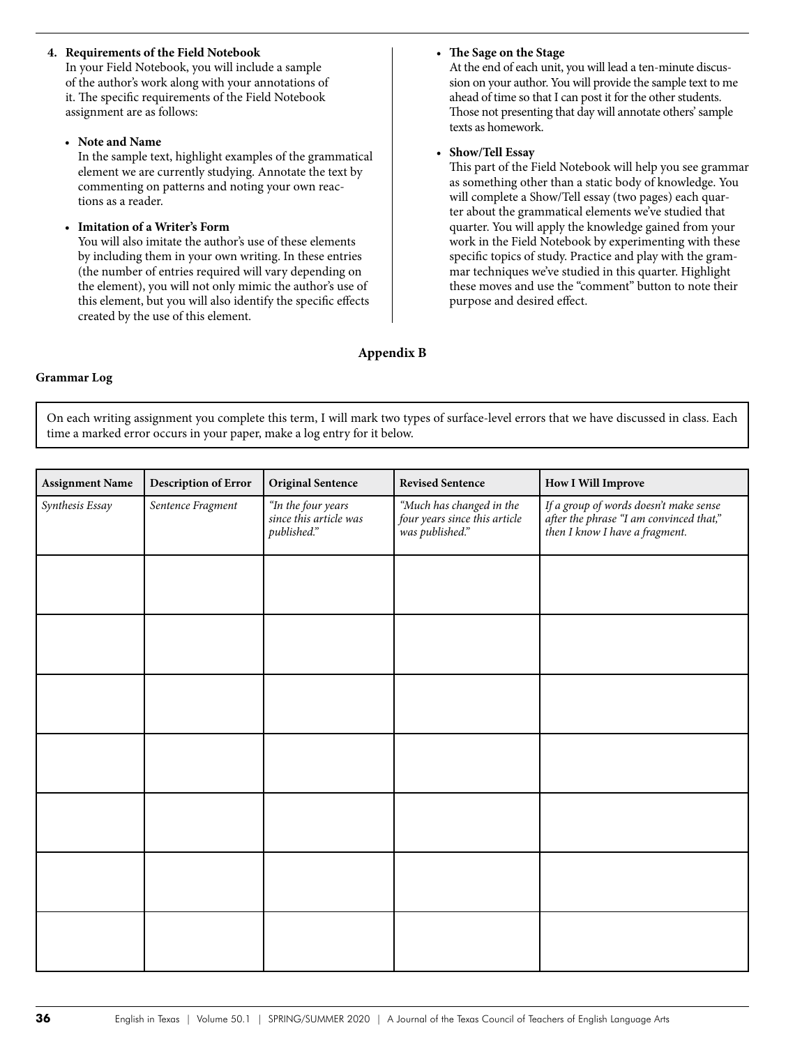4. **Requirements of the Field Notebook**
   In your Field Notebook, you will include a sample of the author's work along with your annotations of it. The specific requirements of the Field Notebook assignment are as follows:

   - **Note and Name**
     In the sample text, highlight examples of the grammatical element we are currently studying. Annotate the text by commenting on patterns and noting your own reactions as a reader.
   - **Imitation of a Writer's Form**
     You will also imitate the author's use of these elements by including them in your own writing. In these entries (the number of entries required will vary depending on the element), you will not only mimic the author's use of this element, but you will also identify the specific effects created by the use of this element.
   - **The Sage on the Stage**
     At the end of each unit, you will lead a ten-minute discussion on your author. You will provide the sample text to me ahead of time so that I can post it for the other students. Those not presenting that day will annotate others' sample texts as homework.
   - **Show/Tell Essay**
     This part of the Field Notebook will help you see grammar as something other than a static body of knowledge. You will complete a Show/Tell essay (two pages) each quarter about the grammatical elements we've studied that quarter. You will apply the knowledge gained from your work in the Field Notebook by experimenting with these specific topics of study. Practice and play with the grammar techniques we've studied in this quarter. Highlight these moves and use the "comment" button to note their purpose and desired effect.

## Appendix B

**Grammar Log**

On each writing assignment you complete this term, I will mark two types of surface-level errors that we have discussed in class. Each time a marked error occurs in your paper, make a log entry for it below.

| Assignment Name | Description of Error | Original Sentence | Revised Sentence | How I Will Improve |
|---|---|---|---|---|
| *Synthesis Essay* | *Sentence Fragment* | *"In the four years since this article was published."* | *"Much has changed in the four years since this article was published."* | *If a group of words doesn't make sense after the phrase "I am convinced that," then I know I have a fragment.* |
| | | | | |
| | | | | |
| | | | | |
| | | | | |
| | | | | |
| | | | | |
| | | | | |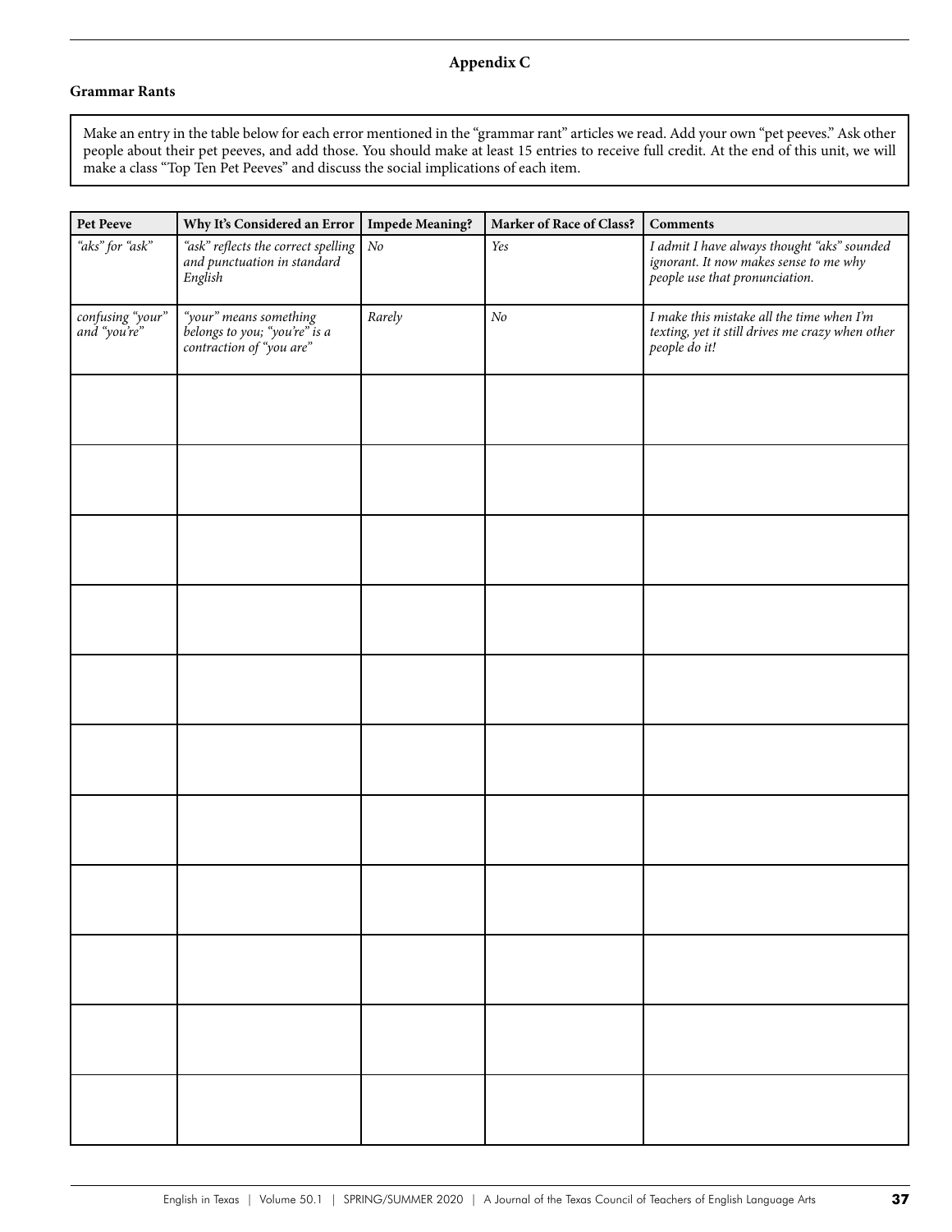**Appendix C**

**Grammar Rants**

Make an entry in the table below for each error mentioned in the "grammar rant" articles we read. Add your own "pet peeves." Ask other people about their pet peeves, and add those. You should make at least 15 entries to receive full credit. At the end of this unit, we will make a class "Top Ten Pet Peeves" and discuss the social implications of each item.

| Pet Peeve | Why It's Considered an Error | Impede Meaning? | Marker of Race of Class? | Comments |
|---|---|---|---|---|
| *"aks" for "ask"* | *"ask" reflects the correct spelling and punctuation in standard English* | *No* | *Yes* | *I admit I have always thought "aks" sounded ignorant. It now makes sense to me why people use that pronunciation.* |
| *confusing "your" and "you're"* | *"your" means something belongs to you; "you're" is a contraction of "you are"* | *Rarely* | *No* | *I make this mistake all the time when I'm texting, yet it still drives me crazy when other people do it!* |
| | | | | |
| | | | | |
| | | | | |
| | | | | |
| | | | | |
| | | | | |
| | | | | |
| | | | | |
| | | | | |
| | | | | |
| | | | | |